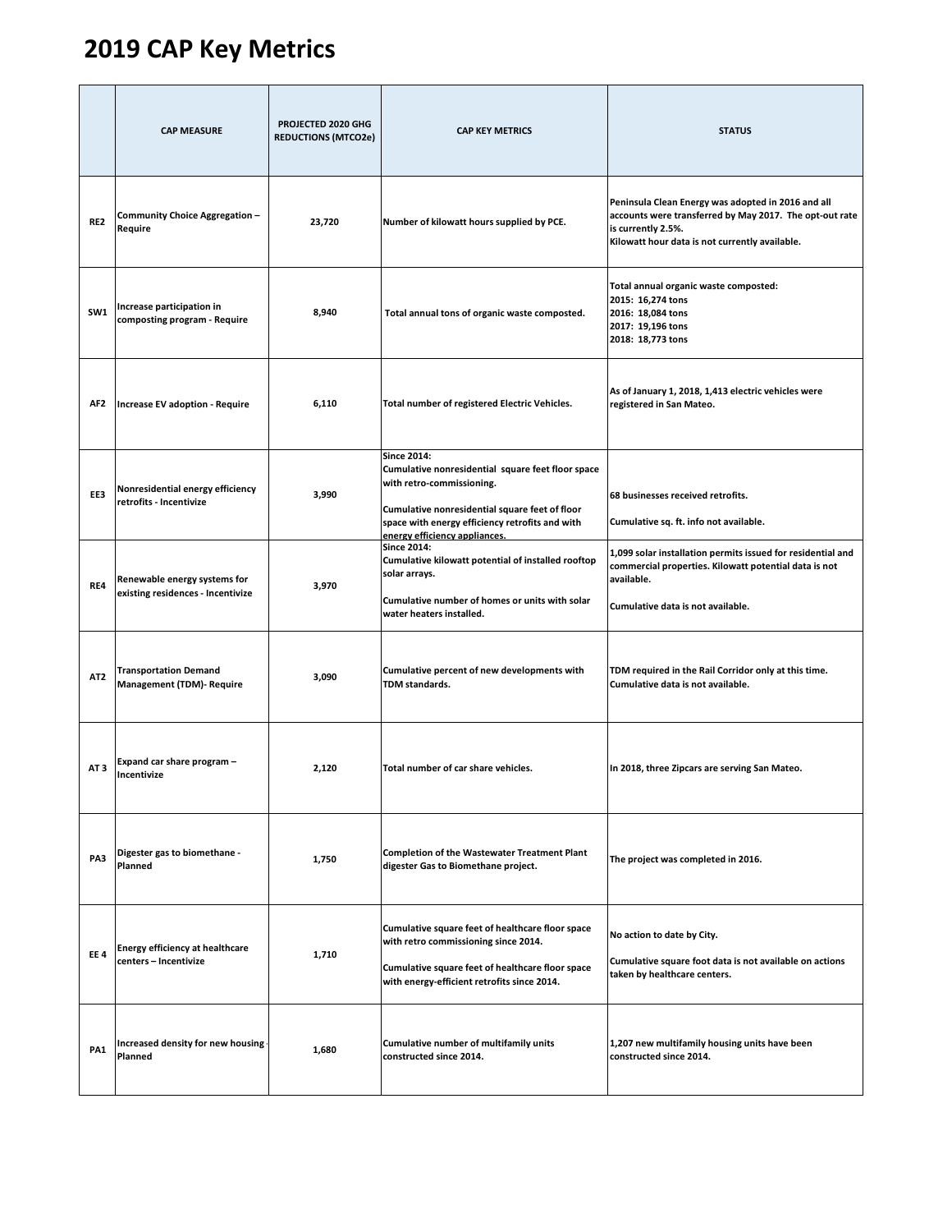# 2019 CAP Key Metrics

| | CAP MEASURE | PROJECTED 2020 GHG REDUCTIONS (MTCO2e) | CAP KEY METRICS | STATUS |
|---|---|---|---|---|
| RE2 | Community Choice Aggregation – Require | 23,720 | Number of kilowatt hours supplied by PCE. | Peninsula Clean Energy was adopted in 2016 and all accounts were transferred by May 2017. The opt-out rate is currently 2.5%.<br>Kilowatt hour data is not currently available. |
| SW1 | Increase participation in composting program - Require | 8,940 | Total annual tons of organic waste composted. | Total annual organic waste composted:<br>2015: 16,274 tons<br>2016: 18,084 tons<br>2017: 19,196 tons<br>2018: 18,773 tons |
| AF2 | Increase EV adoption - Require | 6,110 | Total number of registered Electric Vehicles. | As of January 1, 2018, 1,413 electric vehicles were registered in San Mateo. |
| EE3 | Nonresidential energy efficiency retrofits - Incentivize | 3,990 | Since 2014:<br>Cumulative nonresidential square feet floor space with retro-commissioning.<br><br>Cumulative nonresidential square feet of floor space with energy efficiency retrofits and with energy efficiency appliances. | 68 businesses received retrofits.<br><br>Cumulative sq. ft. info not available. |
| RE4 | Renewable energy systems for existing residences - Incentivize | 3,970 | Since 2014:<br>Cumulative kilowatt potential of installed rooftop solar arrays.<br><br>Cumulative number of homes or units with solar water heaters installed. | 1,099 solar installation permits issued for residential and commercial properties. Kilowatt potential data is not available.<br><br>Cumulative data is not available. |
| AT2 | Transportation Demand Management (TDM)- Require | 3,090 | Cumulative percent of new developments with TDM standards. | TDM required in the Rail Corridor only at this time. Cumulative data is not available. |
| AT 3 | Expand car share program – Incentivize | 2,120 | Total number of car share vehicles. | In 2018, three Zipcars are serving San Mateo. |
| PA3 | Digester gas to biomethane - Planned | 1,750 | Completion of the Wastewater Treatment Plant digester Gas to Biomethane project. | The project was completed in 2016. |
| EE 4 | Energy efficiency at healthcare centers – Incentivize | 1,710 | Cumulative square feet of healthcare floor space with retro commissioning since 2014.<br><br>Cumulative square feet of healthcare floor space with energy-efficient retrofits since 2014. | No action to date by City.<br><br>Cumulative square foot data is not available on actions taken by healthcare centers. |
| PA1 | Increased density for new housing - Planned | 1,680 | Cumulative number of multifamily units constructed since 2014. | 1,207 new multifamily housing units have been constructed since 2014. |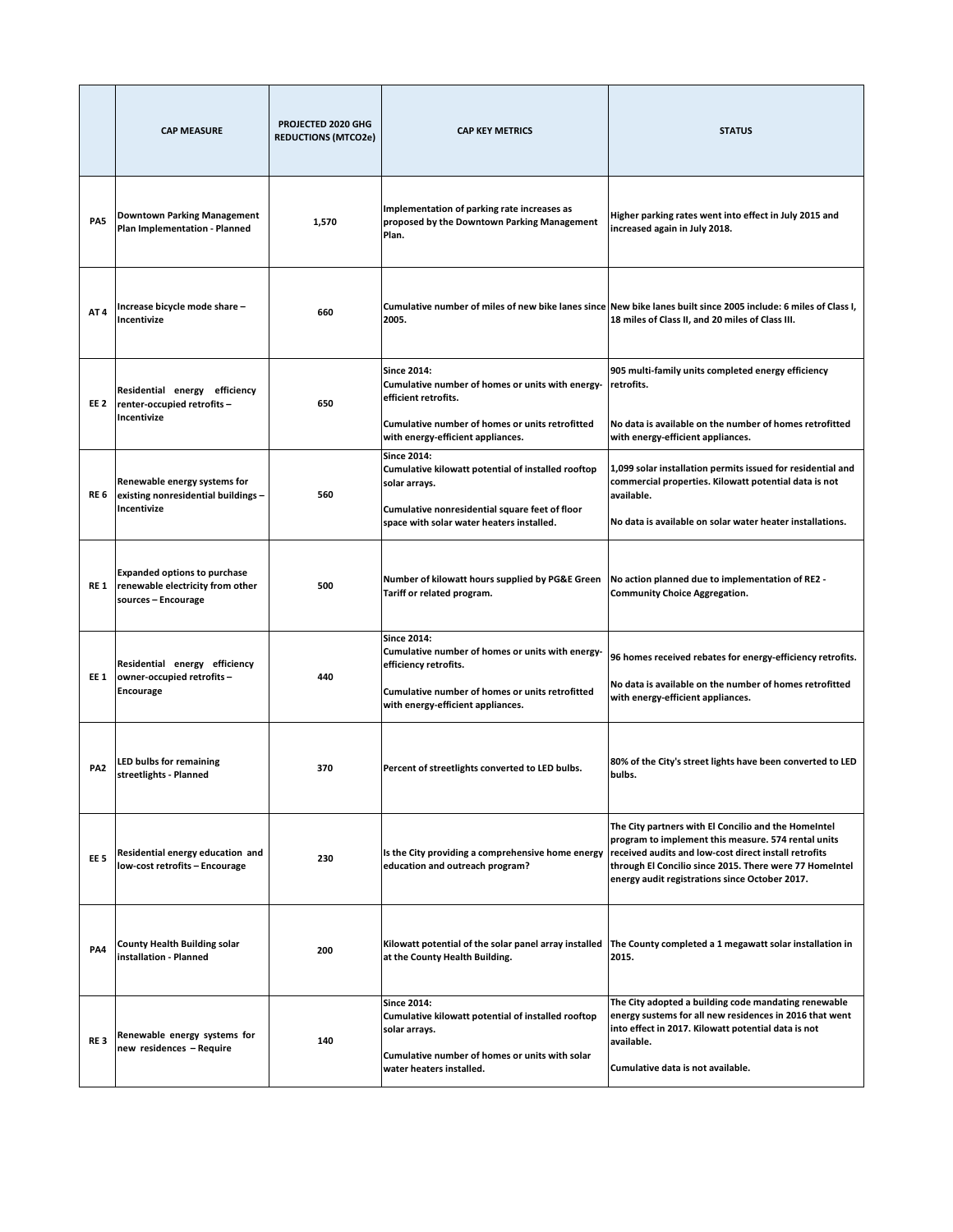|  | CAP MEASURE | PROJECTED 2020 GHG REDUCTIONS (MTCO2e) | CAP KEY METRICS | STATUS |
|---|---|---|---|---|
| PA5 | Downtown Parking Management Plan Implementation - Planned | 1,570 | Implementation of parking rate increases as proposed by the Downtown Parking Management Plan. | Higher parking rates went into effect in July 2015 and increased again in July 2018. |
| AT 4 | Increase bicycle mode share – Incentivize | 660 | Cumulative number of miles of new bike lanes since 2005. | New bike lanes built since 2005 include: 6 miles of Class I, 18 miles of Class II, and 20 miles of Class III. |
| EE 2 | Residential energy efficiency renter-occupied retrofits – Incentivize | 650 | Since 2014:<br>Cumulative number of homes or units with energy-efficient retrofits.<br><br>Cumulative number of homes or units retrofitted with energy-efficient appliances. | 905 multi-family units completed energy efficiency retrofits.<br><br>No data is available on the number of homes retrofitted with energy-efficient appliances. |
| RE 6 | Renewable energy systems for existing nonresidential buildings – Incentivize | 560 | Since 2014:<br>Cumulative kilowatt potential of installed rooftop solar arrays.<br><br>Cumulative nonresidential square feet of floor space with solar water heaters installed. | 1,099 solar installation permits issued for residential and commercial properties. Kilowatt potential data is not available.<br><br>No data is available on solar water heater installations. |
| RE 1 | Expanded options to purchase renewable electricity from other sources – Encourage | 500 | Number of kilowatt hours supplied by PG&E Green Tariff or related program. | No action planned due to implementation of RE2 - Community Choice Aggregation. |
| EE 1 | Residential energy efficiency owner-occupied retrofits – Encourage | 440 | Since 2014:<br>Cumulative number of homes or units with energy-efficiency retrofits.<br><br>Cumulative number of homes or units retrofitted with energy-efficient appliances. | 96 homes received rebates for energy-efficiency retrofits.<br><br>No data is available on the number of homes retrofitted with energy-efficient appliances. |
| PA2 | LED bulbs for remaining streetlights - Planned | 370 | Percent of streetlights converted to LED bulbs. | 80% of the City's street lights have been converted to LED bulbs. |
| EE 5 | Residential energy education and low-cost retrofits – Encourage | 230 | Is the City providing a comprehensive home energy education and outreach program? | The City partners with El Concilio and the HomeIntel program to implement this measure. 574 rental units received audits and low-cost direct install retrofits through El Concilio since 2015. There were 77 HomeIntel energy audit registrations since October 2017. |
| PA4 | County Health Building solar installation - Planned | 200 | Kilowatt potential of the solar panel array installed at the County Health Building. | The County completed a 1 megawatt solar installation in 2015. |
| RE 3 | Renewable energy systems for new residences – Require | 140 | Since 2014:<br>Cumulative kilowatt potential of installed rooftop solar arrays.<br><br>Cumulative number of homes or units with solar water heaters installed. | The City adopted a building code mandating renewable energy sustems for all new residences in 2016 that went into effect in 2017. Kilowatt potential data is not available.<br><br>Cumulative data is not available. |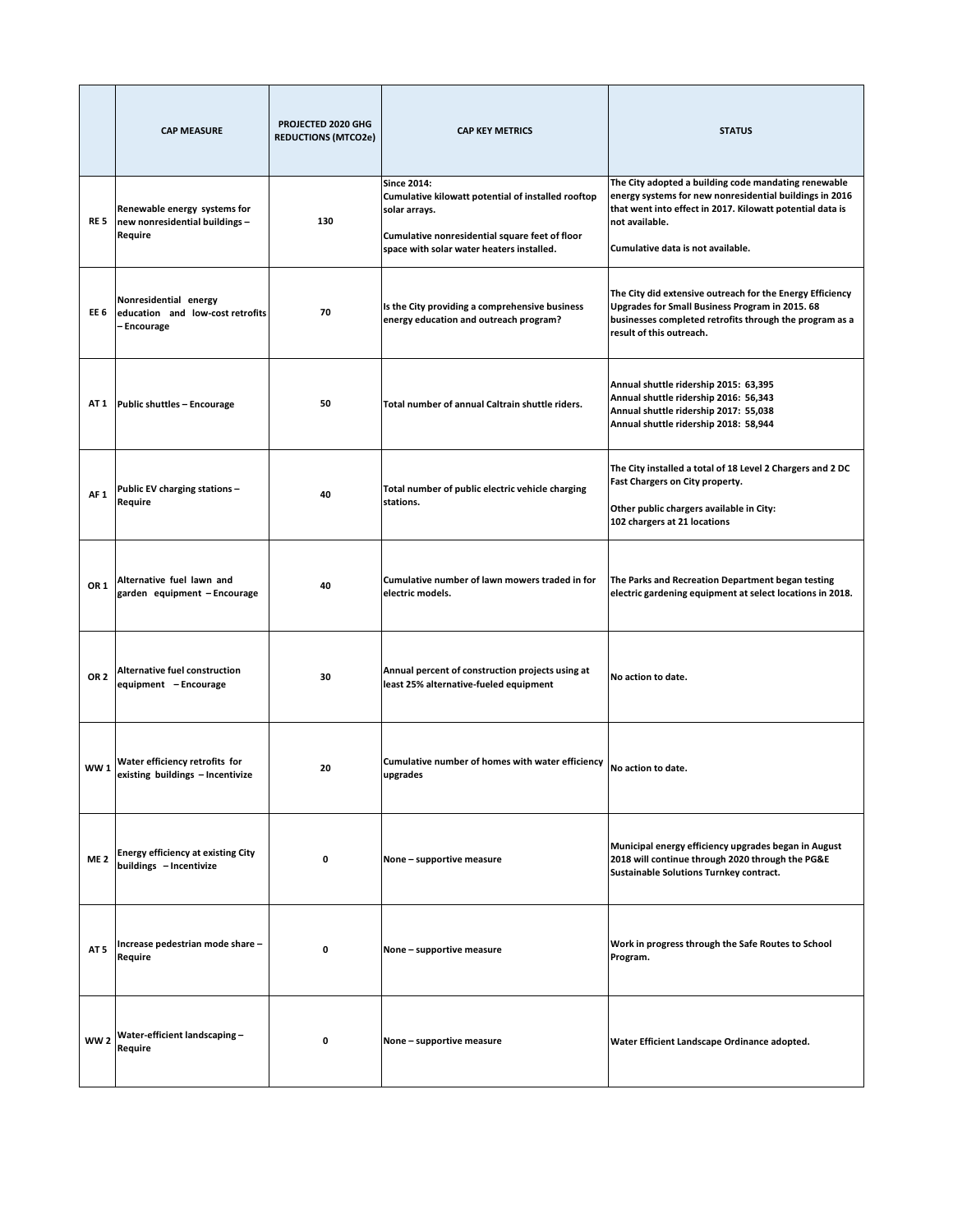| | CAP MEASURE | PROJECTED 2020 GHG REDUCTIONS (MTCO2e) | CAP KEY METRICS | STATUS |
|---|---|---|---|---|
| RE 5 | Renewable energy systems for new nonresidential buildings – Require | 130 | Since 2014:<br>Cumulative kilowatt potential of installed rooftop solar arrays.<br><br>Cumulative nonresidential square feet of floor space with solar water heaters installed. | The City adopted a building code mandating renewable energy systems for new nonresidential buildings in 2016 that went into effect in 2017. Kilowatt potential data is not available.<br><br>Cumulative data is not available. |
| EE 6 | Nonresidential energy education and low-cost retrofits – Encourage | 70 | Is the City providing a comprehensive business energy education and outreach program? | The City did extensive outreach for the Energy Efficiency Upgrades for Small Business Program in 2015. 68 businesses completed retrofits through the program as a result of this outreach. |
| AT 1 | Public shuttles – Encourage | 50 | Total number of annual Caltrain shuttle riders. | Annual shuttle ridership 2015: 63,395<br>Annual shuttle ridership 2016: 56,343<br>Annual shuttle ridership 2017: 55,038<br>Annual shuttle ridership 2018: 58,944 |
| AF 1 | Public EV charging stations – Require | 40 | Total number of public electric vehicle charging stations. | The City installed a total of 18 Level 2 Chargers and 2 DC Fast Chargers on City property.<br><br>Other public chargers available in City:<br>102 chargers at 21 locations |
| OR 1 | Alternative fuel lawn and garden equipment – Encourage | 40 | Cumulative number of lawn mowers traded in for electric models. | The Parks and Recreation Department began testing electric gardening equipment at select locations in 2018. |
| OR 2 | Alternative fuel construction equipment – Encourage | 30 | Annual percent of construction projects using at least 25% alternative-fueled equipment | No action to date. |
| WW 1 | Water efficiency retrofits for existing buildings – Incentivize | 20 | Cumulative number of homes with water efficiency upgrades | No action to date. |
| ME 2 | Energy efficiency at existing City buildings – Incentivize | 0 | None – supportive measure | Municipal energy efficiency upgrades began in August 2018 will continue through 2020 through the PG&E Sustainable Solutions Turnkey contract. |
| AT 5 | Increase pedestrian mode share – Require | 0 | None – supportive measure | Work in progress through the Safe Routes to School Program. |
| WW 2 | Water-efficient landscaping – Require | 0 | None – supportive measure | Water Efficient Landscape Ordinance adopted. |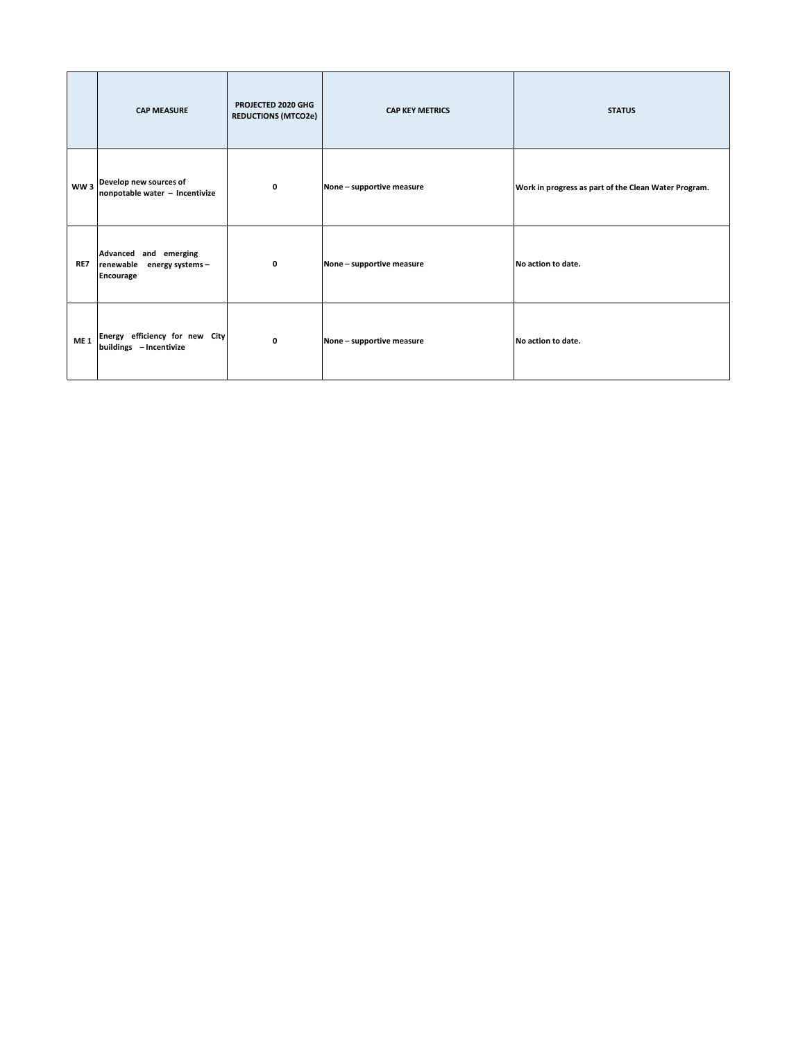| | CAP MEASURE | PROJECTED 2020 GHG REDUCTIONS (MTCO2e) | CAP KEY METRICS | STATUS |
|---|---|---|---|---|
| WW 3 | Develop new sources of nonpotable water – Incentivize | 0 | None – supportive measure | Work in progress as part of the Clean Water Program. |
| RE7 | Advanced and emerging renewable energy systems – Encourage | 0 | None – supportive measure | No action to date. |
| ME 1 | Energy efficiency for new City buildings – Incentivize | 0 | None – supportive measure | No action to date. |